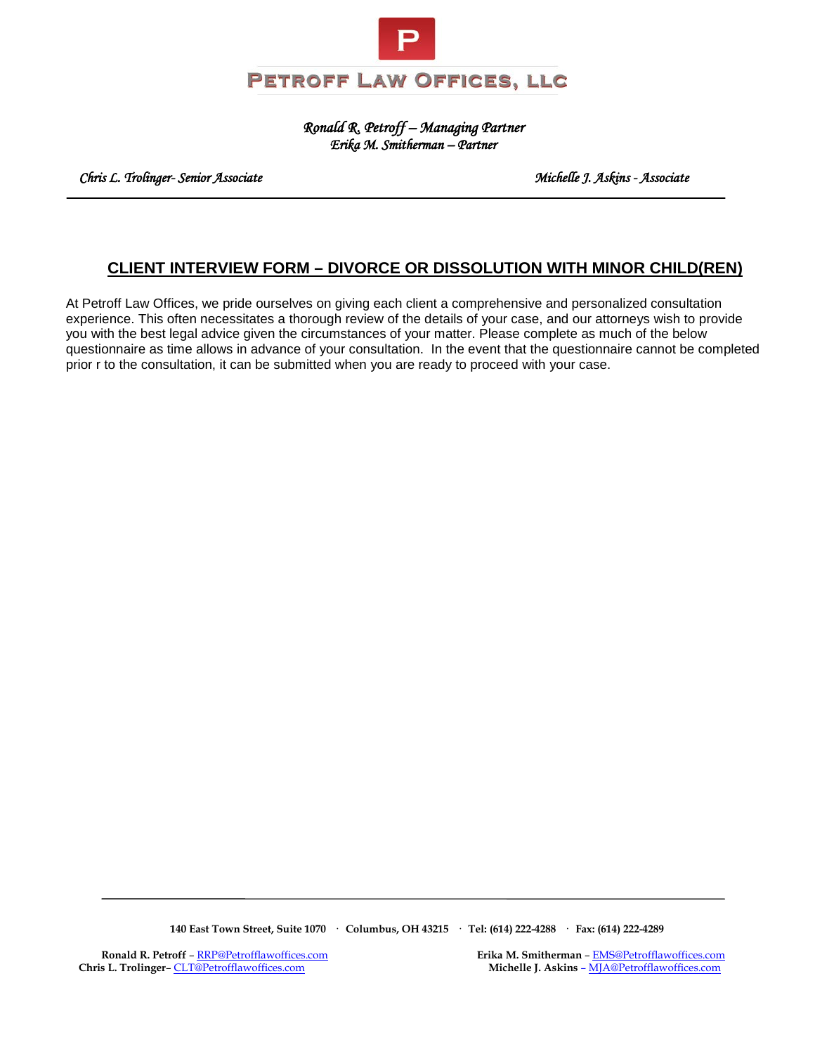# PETROFF LAW OFFICES, LLC

*Ronald R. Petroff – Managing Partner*
*Erika M. Smitherman – Partner*

*Chris L. Trolinger- Senior Associate* *Michelle J. Askins - Associate*

---

## CLIENT INTERVIEW FORM – DIVORCE OR DISSOLUTION WITH MINOR CHILD(REN)

At Petroff Law Offices, we pride ourselves on giving each client a comprehensive and personalized consultation experience. This often necessitates a thorough review of the details of your case, and our attorneys wish to provide you with the best legal advice given the circumstances of your matter. Please complete as much of the below questionnaire as time allows in advance of your consultation. In the event that the questionnaire cannot be completed prior r to the consultation, it can be submitted when you are ready to proceed with your case.

---

**140 East Town Street, Suite 1070 · Columbus, OH 43215 · Tel: (614) 222-4288 · Fax: (614) 222-4289**

**Ronald R. Petroff** – RRP@Petrofflawoffices.com
**Erika M. Smitherman** – EMS@Petrofflawoffices.com
**Chris L. Trolinger**– CLT@Petrofflawoffices.com
**Michelle J. Askins** – MJA@Petrofflawoffices.com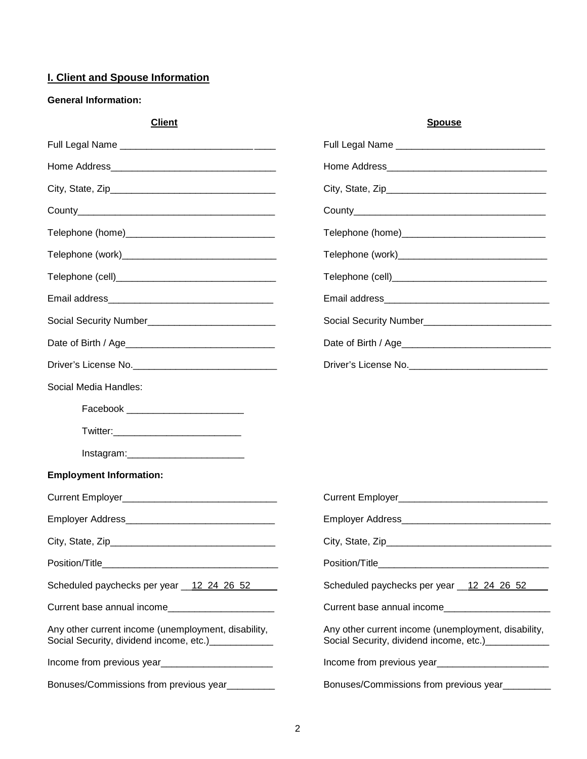## I. Client and Spouse Information

**General Information:**

| Client | Spouse |
|---|---|
| Full Legal Name ____________________________ | Full Legal Name ____________________________ |
| Home Address_______________________________ | Home Address______________________________ |
| City, State, Zip_______________________________ | City, State, Zip______________________________ |
| County_____________________________________ | County____________________________________ |
| Telephone (home)____________________________ | Telephone (home)___________________________ |
| Telephone (work)_____________________________ | Telephone (work)____________________________ |
| Telephone (cell)______________________________ | Telephone (cell)_____________________________ |
| Email address_______________________________ | Email address_______________________________ |
| Social Security Number________________________ | Social Security Number________________________ |
| Date of Birth / Age____________________________ | Date of Birth / Age____________________________ |
| Driver's License No.___________________________ | Driver's License No.__________________________ |

Social Media Handles:

- Facebook ______________________
- Twitter:________________________
- Instagram:______________________

**Employment Information:**

| Client | Spouse |
|---|---|
| Current Employer_____________________________ | Current Employer____________________________ |
| Employer Address____________________________ | Employer Address____________________________ |
| City, State, Zip_______________________________ | City, State, Zip_______________________________ |
| Position/Title_________________________________ | Position/Title________________________________ |
| Scheduled paychecks per year __12 24 26 52_____ | Scheduled paychecks per year __12 24 26 52____ |
| Current base annual income____________________ | Current base annual income____________________ |
| Any other current income (unemployment, disability, Social Security, dividend income, etc.)____________ | Any other current income (unemployment, disability, Social Security, dividend income, etc.)____________ |
| Income from previous year_____________________ | Income from previous year_____________________ |
| Bonuses/Commissions from previous year_________ | Bonuses/Commissions from previous year_________ |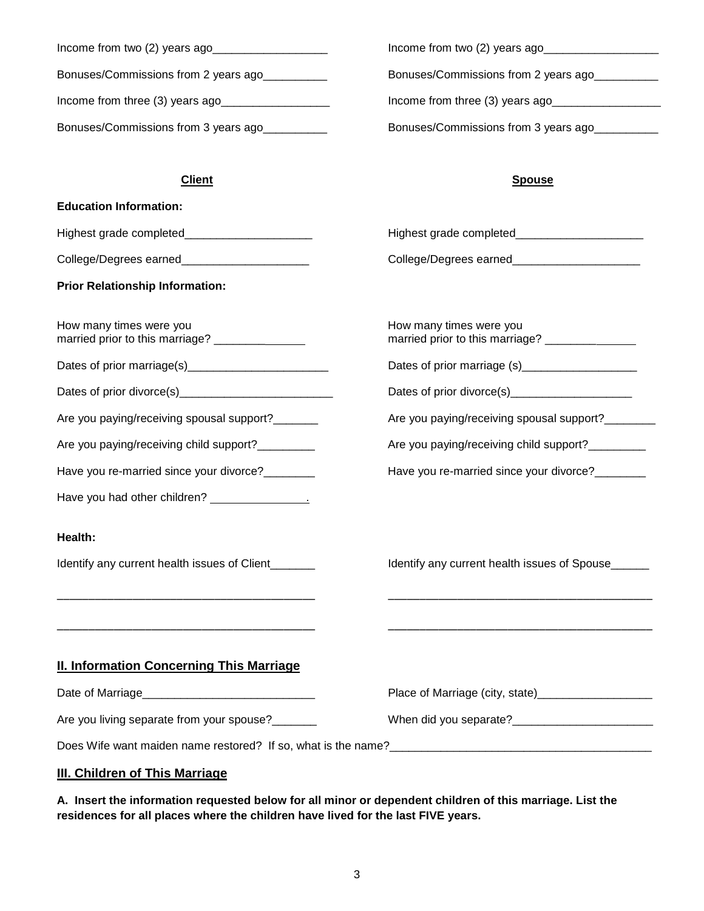Income from two (2) years ago__________________

Bonuses/Commissions from 2 years ago__________

Income from three (3) years ago_________________

Bonuses/Commissions from 3 years ago__________

Income from two (2) years ago__________________

Bonuses/Commissions from 2 years ago__________

Income from three (3) years ago_________________

Bonuses/Commissions from 3 years ago__________

**Client**

**Education Information:**

Highest grade completed____________________

College/Degrees earned____________________

**Prior Relationship Information:**

How many times were you married prior to this marriage? _______________

Dates of prior marriage(s)______________________

Dates of prior divorce(s)________________________

Are you paying/receiving spousal support?_______

Are you paying/receiving child support?_________

Have you re-married since your divorce?________

Have you had other children? _______________.

**Health:**

Identify any current health issues of Client_______

_________________________________________

_________________________________________

**Spouse**

Highest grade completed____________________

College/Degrees earned____________________

How many times were you married prior to this marriage? _______________

Dates of prior marriage (s)__________________

Dates of prior divorce(s)___________________

Are you paying/receiving spousal support?________

Are you paying/receiving child support?_________

Have you re-married since your divorce?________

Identify any current health issues of Spouse______

_________________________________________

_________________________________________

## II. Information Concerning This Marriage

Date of Marriage___________________________

Place of Marriage (city, state)__________________

Are you living separate from your spouse?_______

When did you separate?______________________

Does Wife want maiden name restored? If so, what is the name?_________________________________________

## III. Children of This Marriage

**A. Insert the information requested below for all minor or dependent children of this marriage. List the residences for all places where the children have lived for the last FIVE years.**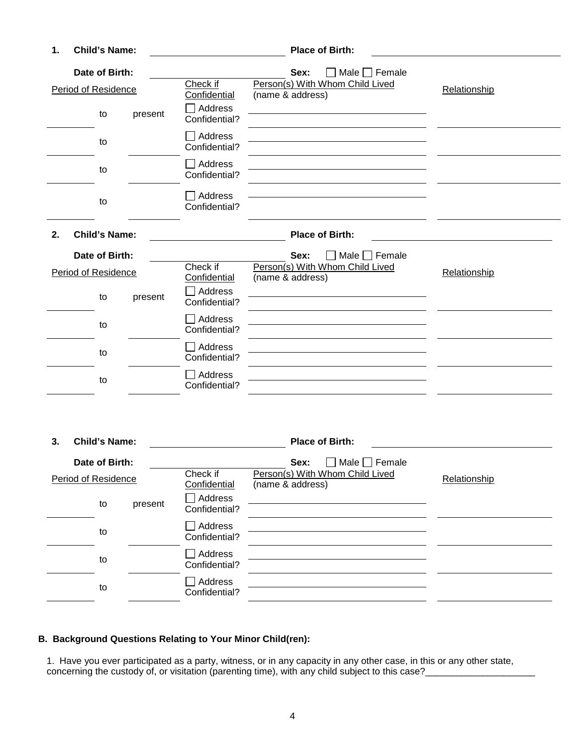**1. Child's Name:** ______________________ **Place of Birth:** ______________________

**Date of Birth:** ______________________ **Sex:** ☐ Male ☐ Female

| Period of Residence | | Check if Confidential | Person(s) With Whom Child Lived (name & address) | Relationship |
|---|---|---|---|---|
| ________ to | present | ☐ Address Confidential? | | |
| ________ to | ________ | ☐ Address Confidential? | | |
| ________ to | ________ | ☐ Address Confidential? | | |
| ________ to | ________ | ☐ Address Confidential? | | |

**2. Child's Name:** ______________________ **Place of Birth:** ______________________

**Date of Birth:** ______________________ **Sex:** ☐ Male ☐ Female

| Period of Residence | | Check if Confidential | Person(s) With Whom Child Lived (name & address) | Relationship |
|---|---|---|---|---|
| ________ to | present | ☐ Address Confidential? | | |
| ________ to | ________ | ☐ Address Confidential? | | |
| ________ to | ________ | ☐ Address Confidential? | | |
| ________ to | ________ | ☐ Address Confidential? | | |

**3. Child's Name:** ______________________ **Place of Birth:** ______________________

**Date of Birth:** ______________________ **Sex:** ☐ Male ☐ Female

| Period of Residence | | Check if Confidential | Person(s) With Whom Child Lived (name & address) | Relationship |
|---|---|---|---|---|
| ________ to | present | ☐ Address Confidential? | | |
| ________ to | ________ | ☐ Address Confidential? | | |
| ________ to | ________ | ☐ Address Confidential? | | |
| ________ to | ________ | ☐ Address Confidential? | | |

### B. Background Questions Relating to Your Minor Child(ren):

1. Have you ever participated as a party, witness, or in any capacity in any other case, in this or any other state, concerning the custody of, or visitation (parenting time), with any child subject to this case?_____________________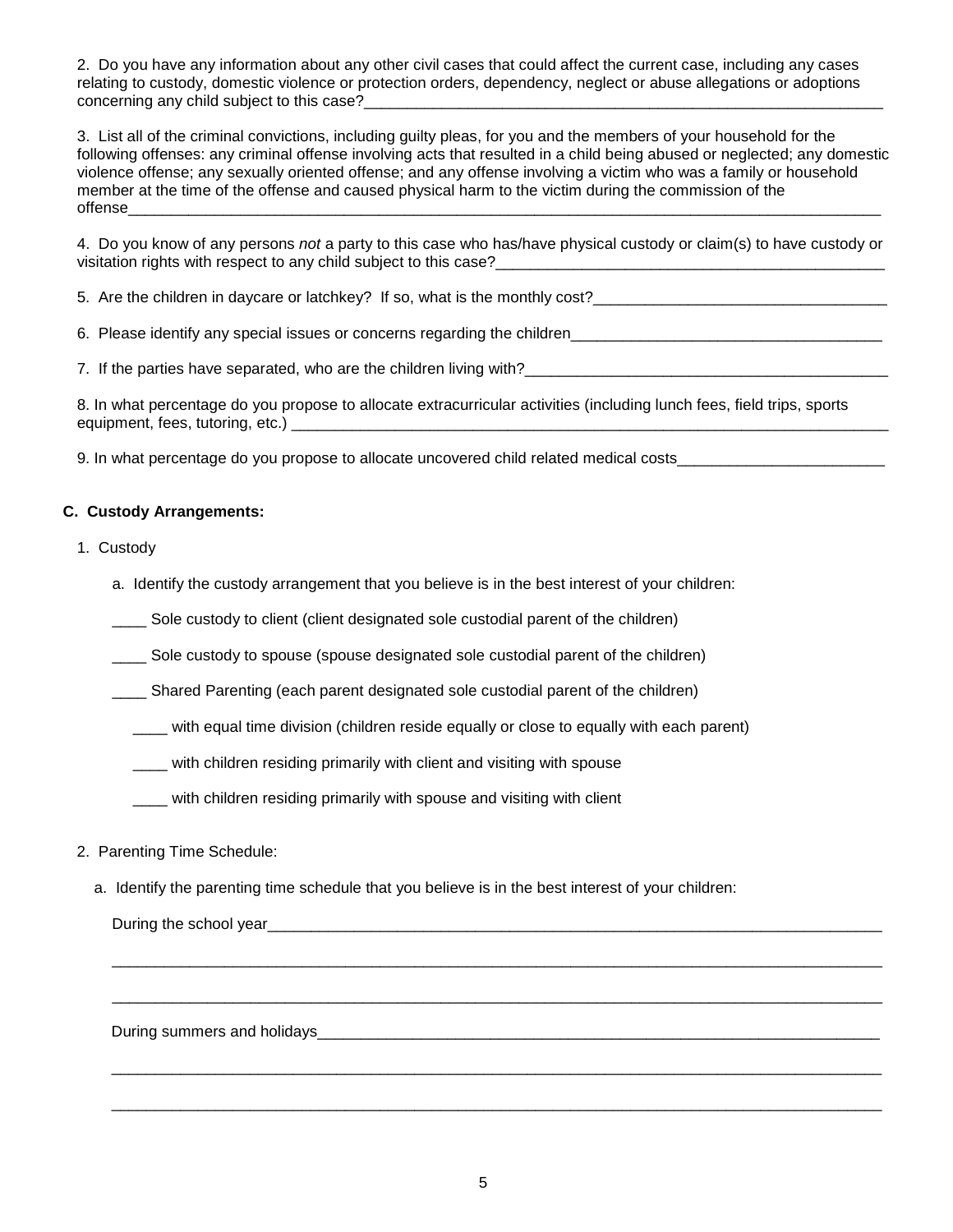2. Do you have any information about any other civil cases that could affect the current case, including any cases relating to custody, domestic violence or protection orders, dependency, neglect or abuse allegations or adoptions concerning any child subject to this case?_______________________________________________________________

3. List all of the criminal convictions, including guilty pleas, for you and the members of your household for the following offenses: any criminal offense involving acts that resulted in a child being abused or neglected; any domestic violence offense; any sexually oriented offense; and any offense involving a victim who was a family or household member at the time of the offense and caused physical harm to the victim during the commission of the offense___________________________________________________________________________________________

4. Do you know of any persons *not* a party to this case who has/have physical custody or claim(s) to have custody or visitation rights with respect to any child subject to this case?_______________________________________________

5. Are the children in daycare or latchkey? If so, what is the monthly cost?__________________________________

6. Please identify any special issues or concerns regarding the children____________________________________

7. If the parties have separated, who are the children living with?__________________________________________

8. In what percentage do you propose to allocate extracurricular activities (including lunch fees, field trips, sports equipment, fees, tutoring, etc.) _________________________________________________________________________

9. In what percentage do you propose to allocate uncovered child related medical costs________________________

**C. Custody Arrangements:**

1. Custody

   a. Identify the custody arrangement that you believe is in the best interest of your children:

   ____ Sole custody to client (client designated sole custodial parent of the children)

   ____ Sole custody to spouse (spouse designated sole custodial parent of the children)

   ____ Shared Parenting (each parent designated sole custodial parent of the children)

      ____ with equal time division (children reside equally or close to equally with each parent)

      ____ with children residing primarily with client and visiting with spouse

      ____ with children residing primarily with spouse and visiting with client

2. Parenting Time Schedule:

   a. Identify the parenting time schedule that you believe is in the best interest of your children:

   During the school year____________________________________________________________________________

   ______________________________________________________________________________________________

   ______________________________________________________________________________________________

   During summers and holidays______________________________________________________________________

   ______________________________________________________________________________________________

   ______________________________________________________________________________________________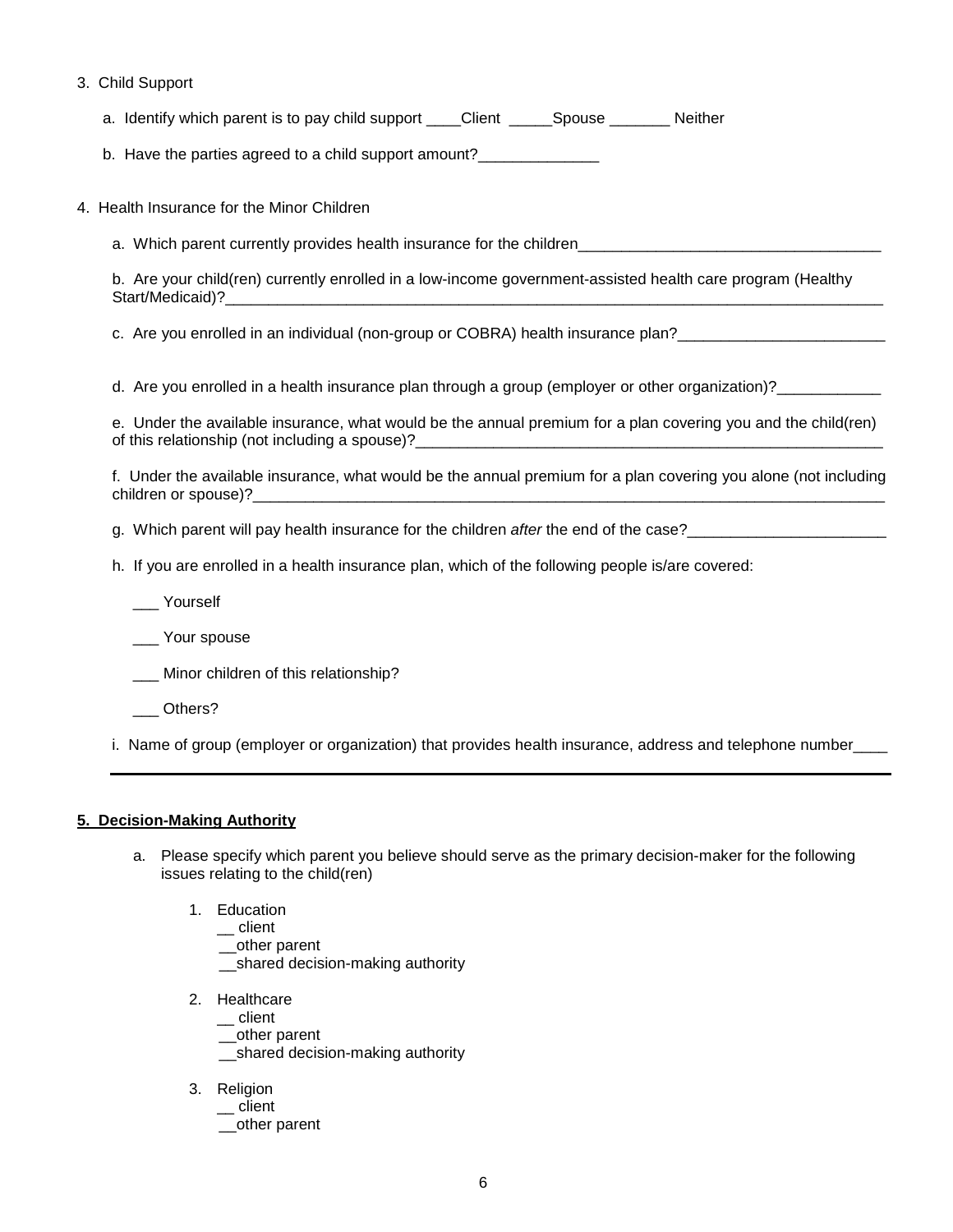3. Child Support

   a. Identify which parent is to pay child support ____Client _____Spouse _______ Neither

   b. Have the parties agreed to a child support amount?______________

4. Health Insurance for the Minor Children

   a. Which parent currently provides health insurance for the children___________________________________

   b. Are your child(ren) currently enrolled in a low-income government-assisted health care program (Healthy Start/Medicaid)?_____________________________________________________________________________

   c. Are you enrolled in an individual (non-group or COBRA) health insurance plan?________________________

   d. Are you enrolled in a health insurance plan through a group (employer or other organization)?____________

   e. Under the available insurance, what would be the annual premium for a plan covering you and the child(ren) of this relationship (not including a spouse)?_________________________________________________________

   f. Under the available insurance, what would be the annual premium for a plan covering you alone (not including children or spouse)?__________________________________________________________________________

   g. Which parent will pay health insurance for the children *after* the end of the case?_______________________

   h. If you are enrolled in a health insurance plan, which of the following people is/are covered:

   ___ Yourself

   ___ Your spouse

   ___ Minor children of this relationship?

   ___ Others?

   i. Name of group (employer or organization) that provides health insurance, address and telephone number____

---

**5. Decision-Making Authority**

a. Please specify which parent you believe should serve as the primary decision-maker for the following issues relating to the child(ren)

1. Education
   __ client
   __other parent
   __shared decision-making authority

2. Healthcare
   __ client
   __other parent
   __shared decision-making authority

3. Religion
   __ client
   __other parent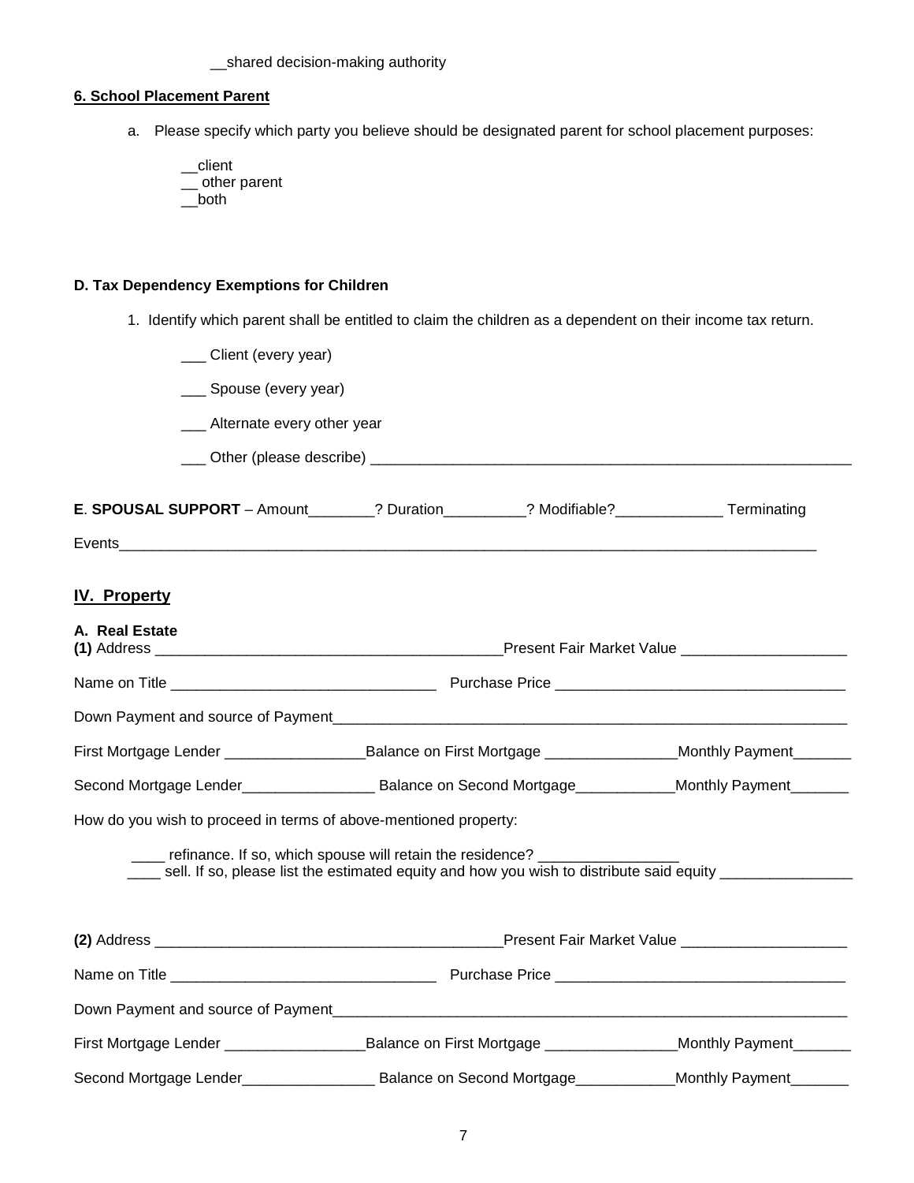__shared decision-making authority

**6. School Placement Parent**

a. Please specify which party you believe should be designated parent for school placement purposes:

__client
__ other parent
__both

**D. Tax Dependency Exemptions for Children**

1. Identify which parent shall be entitled to claim the children as a dependent on their income tax return.

___ Client (every year)

___ Spouse (every year)

___ Alternate every other year

___ Other (please describe) ______________________________________________________________

**E**. **SPOUSAL SUPPORT** – Amount________? Duration__________? Modifiable?_____________ Terminating Events_________________________________________________________________________________

## IV. Property

**A. Real Estate**

**(1)** Address ___________________________________________Present Fair Market Value ____________________

Name on Title ________________________________ Purchase Price ___________________________________

Down Payment and source of Payment_________________________________________________________________

First Mortgage Lender _________________Balance on First Mortgage ________________Monthly Payment_______

Second Mortgage Lender________________ Balance on Second Mortgage____________Monthly Payment_______

How do you wish to proceed in terms of above-mentioned property:

____ refinance. If so, which spouse will retain the residence? _________________
____ sell. If so, please list the estimated equity and how you wish to distribute said equity ________________

**(2)** Address ___________________________________________Present Fair Market Value ____________________

Name on Title ________________________________ Purchase Price ___________________________________

Down Payment and source of Payment_________________________________________________________________

First Mortgage Lender _________________Balance on First Mortgage ________________Monthly Payment_______

Second Mortgage Lender________________ Balance on Second Mortgage____________Monthly Payment_______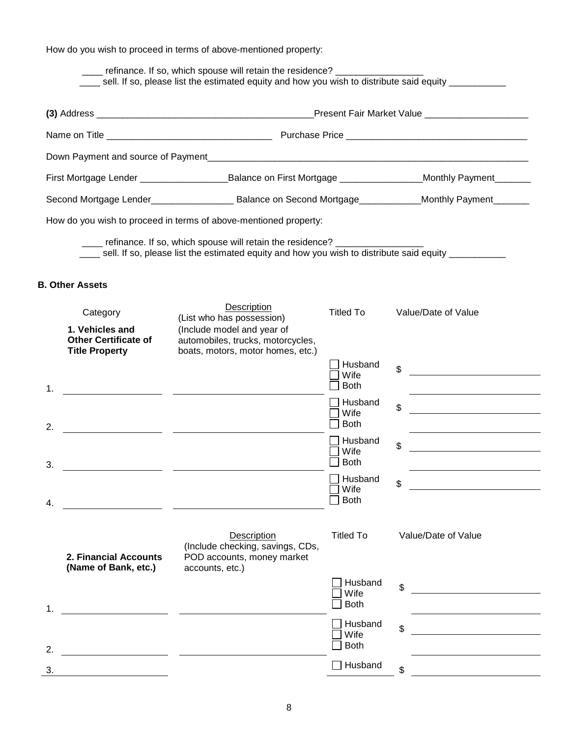How do you wish to proceed in terms of above-mentioned property:

____ refinance. If so, which spouse will retain the residence? _________________
____ sell. If so, please list the estimated equity and how you wish to distribute said equity ___________

**(3)** Address ___________________________________________Present Fair Market Value ____________________

Name on Title _________________________________ Purchase Price ___________________________________

Down Payment and source of Payment_________________________________________________________________

First Mortgage Lender _________________Balance on First Mortgage ________________Monthly Payment_______

Second Mortgage Lender________________ Balance on Second Mortgage____________Monthly Payment_______

How do you wish to proceed in terms of above-mentioned property:

____ refinance. If so, which spouse will retain the residence? _________________
____ sell. If so, please list the estimated equity and how you wish to distribute said equity ___________

**B. Other Assets**

| Category<br>**1. Vehicles and Other Certificate of Title Property** | Description<br>(List who has possession)<br>(Include model and year of automobiles, trucks, motorcycles, boats, motors, motor homes, etc.) | Titled To | Value/Date of Value |
|---|---|---|---|
| 1. ____________ | ____________ | ☐ Husband ☐ Wife ☐ Both | $ ____________<br>____________ |
| 2. ____________ | ____________ | ☐ Husband ☐ Wife ☐ Both | $ ____________<br>____________ |
| 3. ____________ | ____________ | ☐ Husband ☐ Wife ☐ Both | $ ____________<br>____________ |
| 4. ____________ | ____________ | ☐ Husband ☐ Wife ☐ Both | $ ____________ |

| **2. Financial Accounts (Name of Bank, etc.)** | Description<br>(Include checking, savings, CDs, POD accounts, money market accounts, etc.) | Titled To | Value/Date of Value |
|---|---|---|---|
| 1. ____________ | ____________ | ☐ Husband ☐ Wife ☐ Both | $ ____________<br>____________ |
| 2. ____________ | ____________ | ☐ Husband ☐ Wife ☐ Both | $ ____________<br>____________ |
| 3. ____________ | | ☐ Husband | $ ____________ |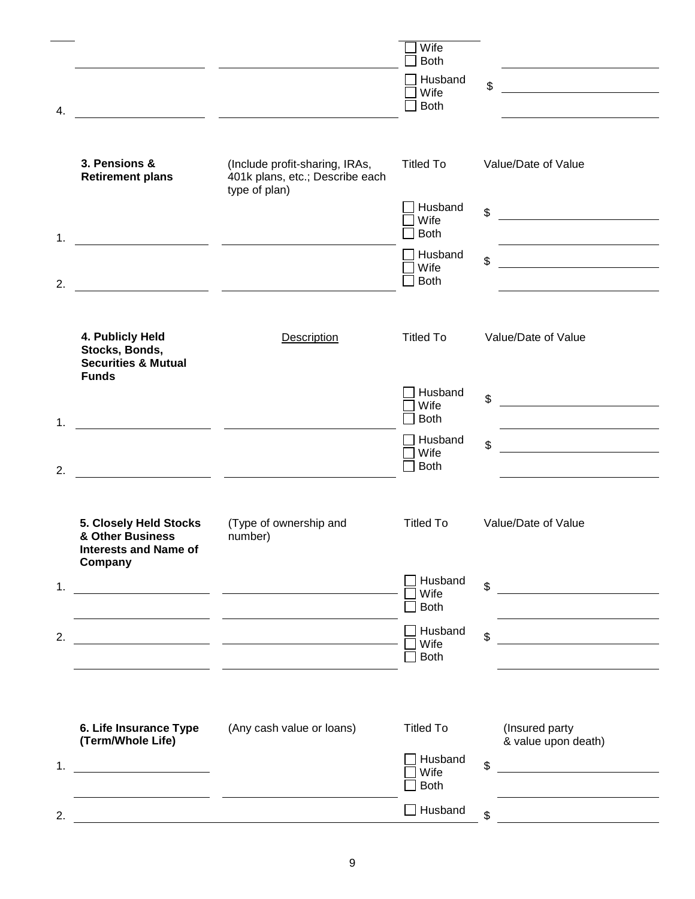| | | | |
|---|---|---|---|
| | | ☐ Wife ☐ Both | |
| 4. | | ☐ Husband ☐ Wife ☐ Both | $ |

| 3. Pensions & Retirement plans | (Include profit-sharing, IRAs, 401k plans, etc.; Describe each type of plan) | Titled To | Value/Date of Value |
|---|---|---|---|
| 1. | | ☐ Husband ☐ Wife ☐ Both | $ |
| 2. | | ☐ Husband ☐ Wife ☐ Both | $ |

| 4. Publicly Held Stocks, Bonds, Securities & Mutual Funds | Description | Titled To | Value/Date of Value |
|---|---|---|---|
| 1. | | ☐ Husband ☐ Wife ☐ Both | $ |
| 2. | | ☐ Husband ☐ Wife ☐ Both | $ |

| 5. Closely Held Stocks & Other Business Interests and Name of Company | (Type of ownership and number) | Titled To | Value/Date of Value |
|---|---|---|---|
| 1. | | ☐ Husband ☐ Wife ☐ Both | $ |
| 2. | | ☐ Husband ☐ Wife ☐ Both | $ |

| 6. Life Insurance Type (Term/Whole Life) | (Any cash value or loans) | Titled To | (Insured party & value upon death) |
|---|---|---|---|
| 1. | | ☐ Husband ☐ Wife ☐ Both | $ |
| 2. | | ☐ Husband | $ |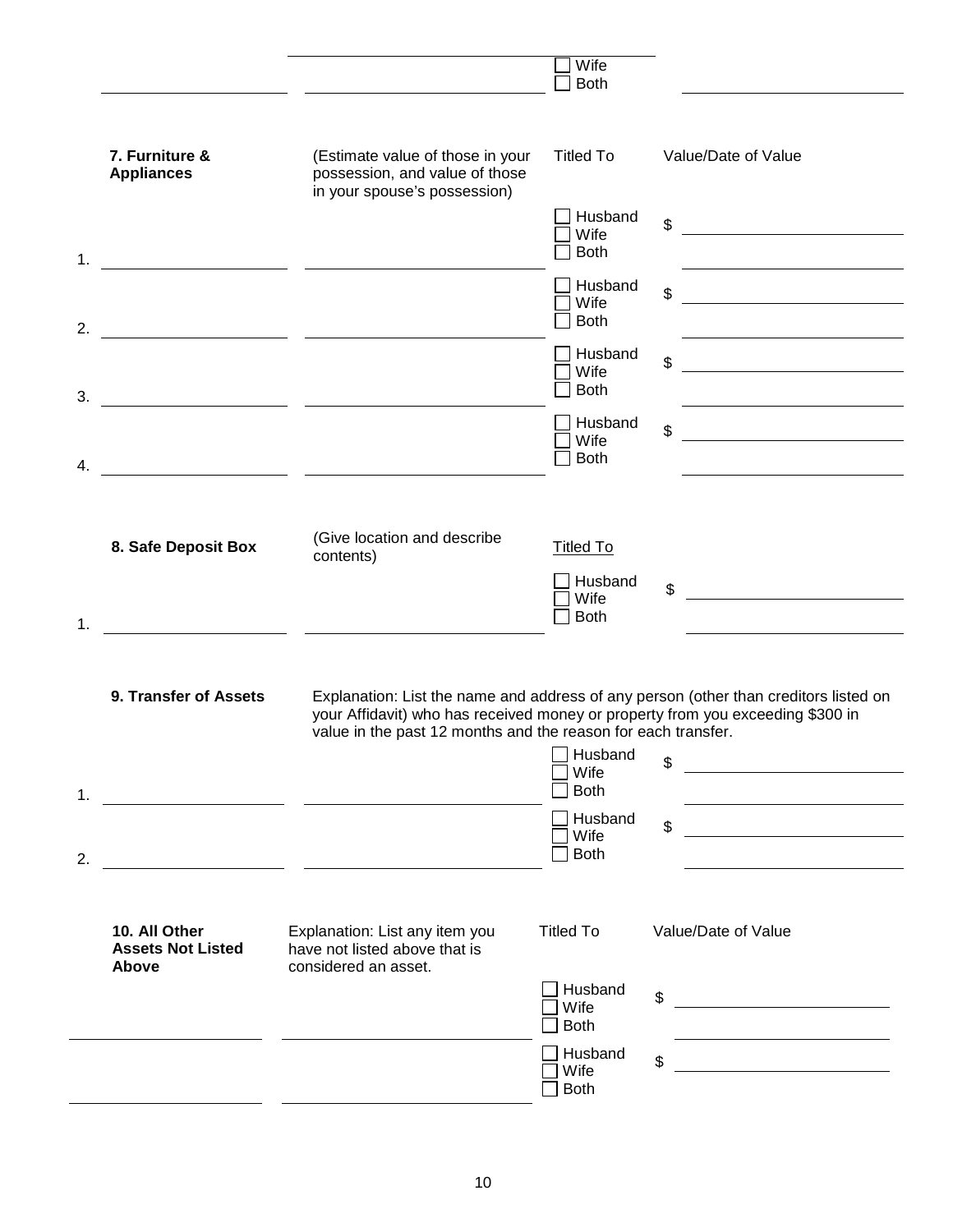| | | ☐ Wife<br>☐ Both | |
|---|---|---|---|

| **7. Furniture & Appliances** | (Estimate value of those in your possession, and value of those in your spouse's possession) | Titled To | Value/Date of Value |
|---|---|---|---|
| 1. | | ☐ Husband<br>☐ Wife<br>☐ Both | $ |
| 2. | | ☐ Husband<br>☐ Wife<br>☐ Both | $ |
| 3. | | ☐ Husband<br>☐ Wife<br>☐ Both | $ |
| 4. | | ☐ Husband<br>☐ Wife<br>☐ Both | $ |

| **8. Safe Deposit Box** | (Give location and describe contents) | Titled To | |
|---|---|---|---|
| 1. | | ☐ Husband<br>☐ Wife<br>☐ Both | $ |

**9. Transfer of Assets**

Explanation: List the name and address of any person (other than creditors listed on your Affidavit) who has received money or property from you exceeding $300 in value in the past 12 months and the reason for each transfer.

| | | | |
|---|---|---|---|
| 1. | | ☐ Husband<br>☐ Wife<br>☐ Both | $ |
| 2. | | ☐ Husband<br>☐ Wife<br>☐ Both | $ |

| **10. All Other Assets Not Listed Above** | Explanation: List any item you have not listed above that is considered an asset. | Titled To | Value/Date of Value |
|---|---|---|---|
| | | ☐ Husband<br>☐ Wife<br>☐ Both | $ |
| | | ☐ Husband<br>☐ Wife<br>☐ Both | $ |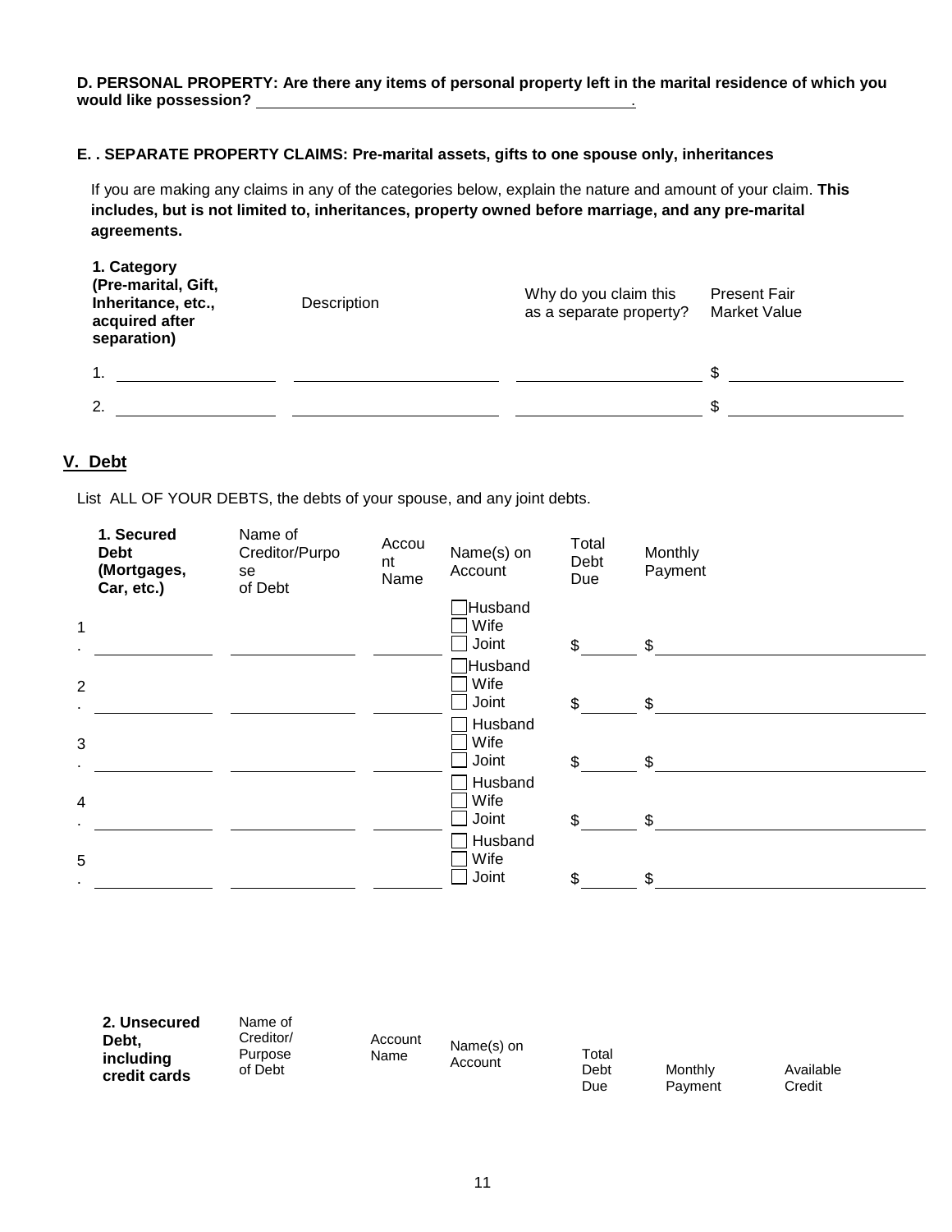**D. PERSONAL PROPERTY: Are there any items of personal property left in the marital residence of which you would like possession?** ______________________________________________.

**E. . SEPARATE PROPERTY CLAIMS: Pre-marital assets, gifts to one spouse only, inheritances**

If you are making any claims in any of the categories below, explain the nature and amount of your claim. **This includes, but is not limited to, inheritances, property owned before marriage, and any pre-marital agreements.**

| 1. Category (Pre-marital, Gift, Inheritance, etc., acquired after separation) | Description | Why do you claim this as a separate property? | Present Fair Market Value |
|---|---|---|---|
| 1. | | | $ |
| 2. | | | $ |

## V. Debt

List ALL OF YOUR DEBTS, the debts of your spouse, and any joint debts.

| | 1. Secured Debt (Mortgages, Car, etc.) | Name of Creditor/Purpose of Debt | Account Name | Name(s) on Account | Total Debt Due | Monthly Payment |
|---|---|---|---|---|---|---|
| 1. | | | | ☐ Husband ☐ Wife ☐ Joint | $ | $ |
| 2. | | | | ☐ Husband ☐ Wife ☐ Joint | $ | $ |
| 3. | | | | ☐ Husband ☐ Wife ☐ Joint | $ | $ |
| 4. | | | | ☐ Husband ☐ Wife ☐ Joint | $ | $ |
| 5. | | | | ☐ Husband ☐ Wife ☐ Joint | $ | $ |

| 2. Unsecured Debt, including credit cards | Name of Creditor/ Purpose of Debt | Account Name | Name(s) on Account | Total Debt Due | Monthly Payment | Available Credit |
|---|---|---|---|---|---|---|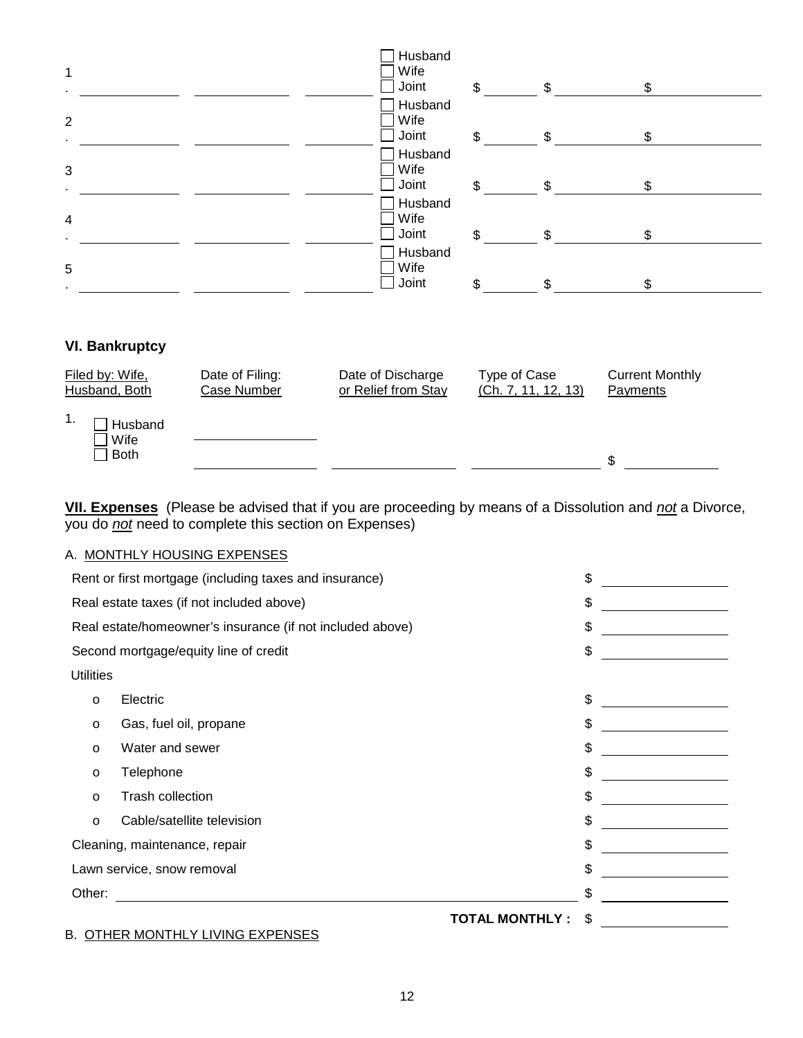| | | | | | | |
|---|---|---|---|---|---|---|
| 1. | | | | ☐ Husband ☐ Wife ☐ Joint | $ | $ | $ |
| 2. | | | | ☐ Husband ☐ Wife ☐ Joint | $ | $ | $ |
| 3. | | | | ☐ Husband ☐ Wife ☐ Joint | $ | $ | $ |
| 4. | | | | ☐ Husband ☐ Wife ☐ Joint | $ | $ | $ |
| 5. | | | | ☐ Husband ☐ Wife ☐ Joint | $ | $ | $ |

### VI. Bankruptcy

| Filed by: Wife, Husband, Both | Date of Filing: Case Number | Date of Discharge or Relief from Stay | Type of Case (Ch. 7, 11, 12, 13) | Current Monthly Payments |
|---|---|---|---|---|
| 1. ☐ Husband ☐ Wife ☐ Both | | | | $ |

**VII. Expenses** (Please be advised that if you are proceeding by means of a Dissolution and *not* a Divorce, you do *not* need to complete this section on Expenses)

A. MONTHLY HOUSING EXPENSES

| | |
|---|---|
| Rent or first mortgage (including taxes and insurance) | $ |
| Real estate taxes (if not included above) | $ |
| Real estate/homeowner's insurance (if not included above) | $ |
| Second mortgage/equity line of credit | $ |
| Utilities | |
| o Electric | $ |
| o Gas, fuel oil, propane | $ |
| o Water and sewer | $ |
| o Telephone | $ |
| o Trash collection | $ |
| o Cable/satellite television | $ |
| Cleaning, maintenance, repair | $ |
| Lawn service, snow removal | $ |
| Other: | $ |
| **TOTAL MONTHLY :** | $ |

B. OTHER MONTHLY LIVING EXPENSES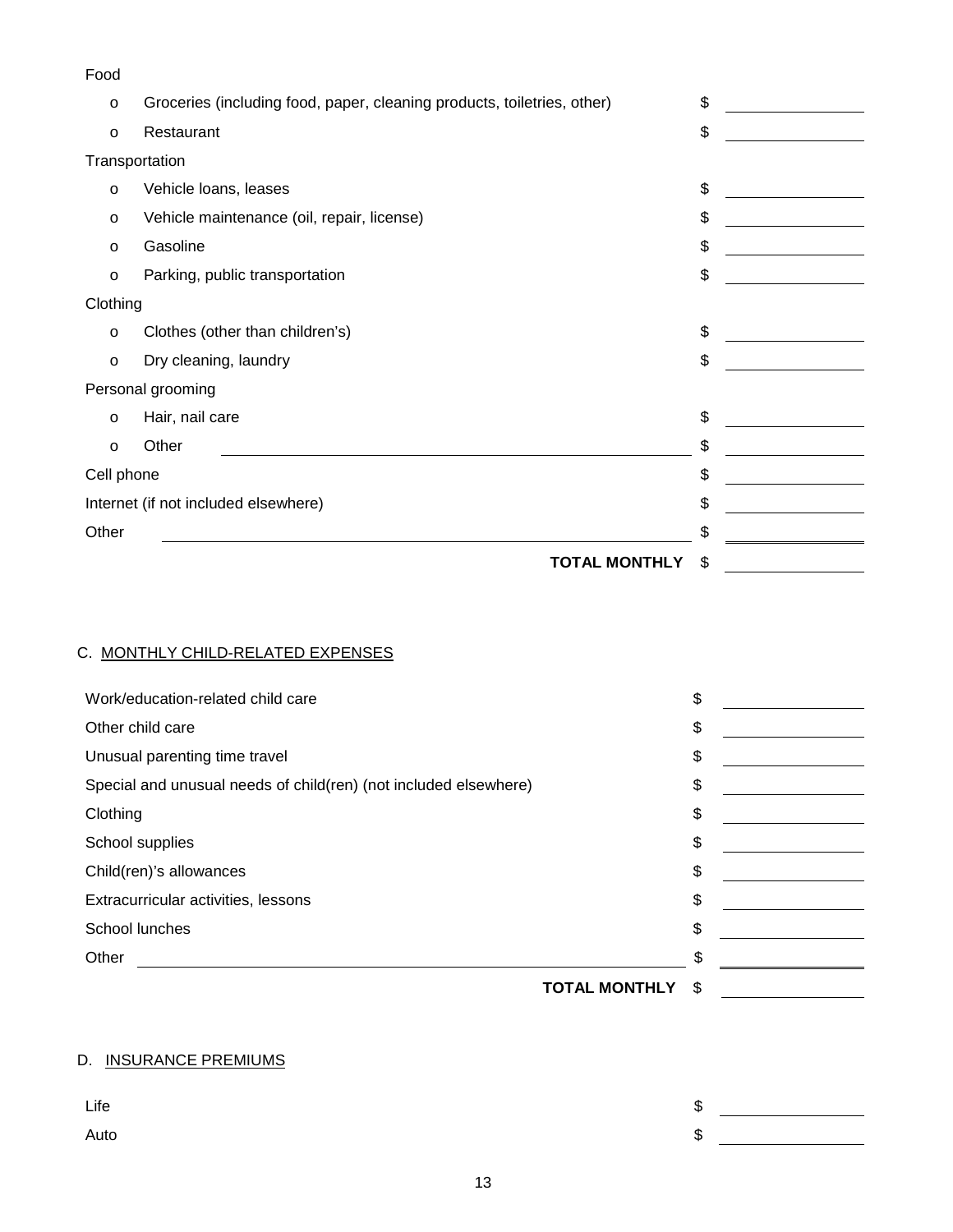Food

- Groceries (including food, paper, cleaning products, toiletries, other) $ ____________
- Restaurant $ ____________

Transportation

- Vehicle loans, leases $ ____________
- Vehicle maintenance (oil, repair, license) $ ____________
- Gasoline $ ____________
- Parking, public transportation $ ____________

Clothing

- Clothes (other than children's) $ ____________
- Dry cleaning, laundry $ ____________

Personal grooming

- Hair, nail care $ ____________
- Other ____________ $ ____________

Cell phone $ ____________

Internet (if not included elsewhere) $ ____________

Other ____________ $ ____________

**TOTAL MONTHLY** $ ____________

C. MONTHLY CHILD-RELATED EXPENSES

Work/education-related child care $ ____________

Other child care $ ____________

Unusual parenting time travel $ ____________

Special and unusual needs of child(ren) (not included elsewhere) $ ____________

Clothing $ ____________

School supplies $ ____________

Child(ren)'s allowances $ ____________

Extracurricular activities, lessons $ ____________

School lunches $ ____________

Other ____________ $ ____________

**TOTAL MONTHLY** $ ____________

D. INSURANCE PREMIUMS

Life $ ____________

Auto $ ____________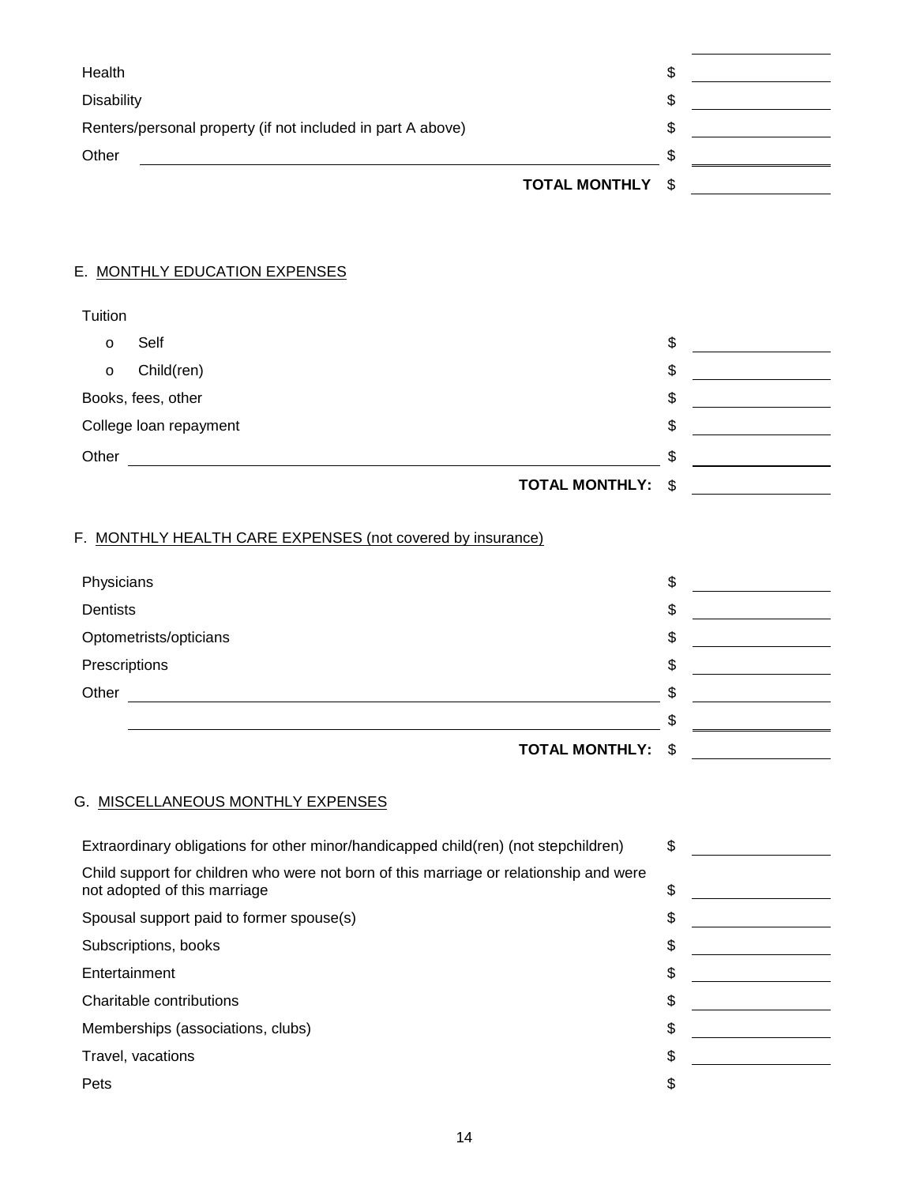| | |
|---|---|
| Health | $ ______ |
| Disability | $ ______ |
| Renters/personal property (if not included in part A above) | $ ______ |
| Other ______ | $ ______ |
| **TOTAL MONTHLY** | $ ______ |

E. <u>MONTHLY EDUCATION EXPENSES</u>

| | |
|---|---|
| Tuition | |
| o Self | $ ______ |
| o Child(ren) | $ ______ |
| Books, fees, other | $ ______ |
| College loan repayment | $ ______ |
| Other ______ | $ ______ |
| **TOTAL MONTHLY:** | $ ______ |

F. <u>MONTHLY HEALTH CARE EXPENSES (not covered by insurance)</u>

| | |
|---|---|
| Physicians | $ ______ |
| Dentists | $ ______ |
| Optometrists/opticians | $ ______ |
| Prescriptions | $ ______ |
| Other ______ | $ ______ |
| ______ | $ ______ |
| **TOTAL MONTHLY:** | $ ______ |

G. <u>MISCELLANEOUS MONTHLY EXPENSES</u>

| | |
|---|---|
| Extraordinary obligations for other minor/handicapped child(ren) (not stepchildren) | $ ______ |
| Child support for children who were not born of this marriage or relationship and were not adopted of this marriage | $ ______ |
| Spousal support paid to former spouse(s) | $ ______ |
| Subscriptions, books | $ ______ |
| Entertainment | $ ______ |
| Charitable contributions | $ ______ |
| Memberships (associations, clubs) | $ ______ |
| Travel, vacations | $ ______ |
| Pets | $ |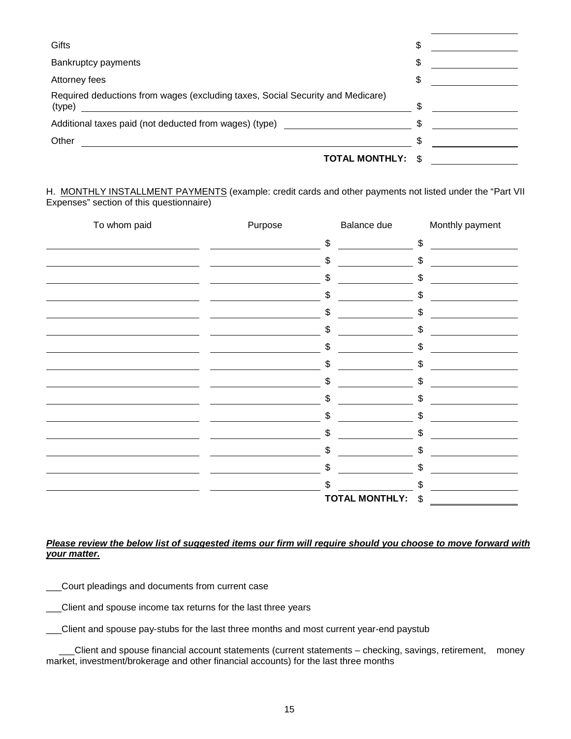| | |
|---|---|
| Gifts | $ _______________ |
| Bankruptcy payments | $ _______________ |
| Attorney fees | $ _______________ |
| Required deductions from wages (excluding taxes, Social Security and Medicare) (type) _______________ | $ _______________ |
| Additional taxes paid (not deducted from wages) (type) _______________ | $ _______________ |
| Other _______________ | $ _______________ |
| **TOTAL MONTHLY:** | $ _______________ |

H. <u>MONTHLY INSTALLMENT PAYMENTS</u> (example: credit cards and other payments not listed under the "Part VII Expenses" section of this questionnaire)

| To whom paid | Purpose | Balance due | Monthly payment |
|---|---|---|---|
| | | $ | $ |
| | | $ | $ |
| | | $ | $ |
| | | $ | $ |
| | | $ | $ |
| | | $ | $ |
| | | $ | $ |
| | | $ | $ |
| | | $ | $ |
| | | $ | $ |
| | | $ | $ |
| | | $ | $ |
| | | $ | $ |
| | | $ | $ |
| | | $ | $ |
| | | **TOTAL MONTHLY:** | $ |

***<u>Please review the below list of suggested items our firm will require should you choose to move forward with your matter.</u>***

___Court pleadings and documents from current case

___Client and spouse income tax returns for the last three years

___Client and spouse pay-stubs for the last three months and most current year-end paystub

___Client and spouse financial account statements (current statements – checking, savings, retirement, money market, investment/brokerage and other financial accounts) for the last three months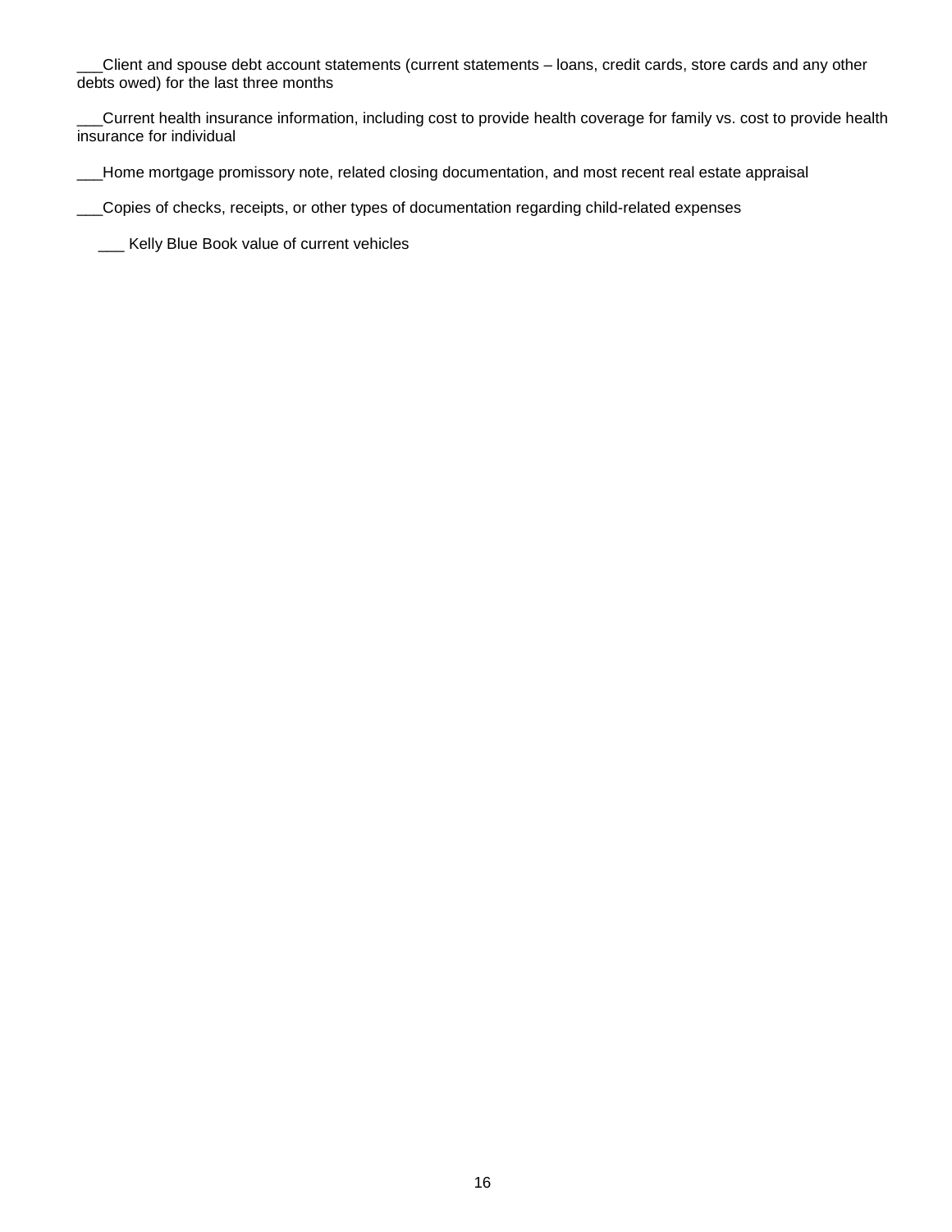___Client and spouse debt account statements (current statements – loans, credit cards, store cards and any other debts owed) for the last three months

___Current health insurance information, including cost to provide health coverage for family vs. cost to provide health insurance for individual

___Home mortgage promissory note, related closing documentation, and most recent real estate appraisal

___Copies of checks, receipts, or other types of documentation regarding child-related expenses

___ Kelly Blue Book value of current vehicles